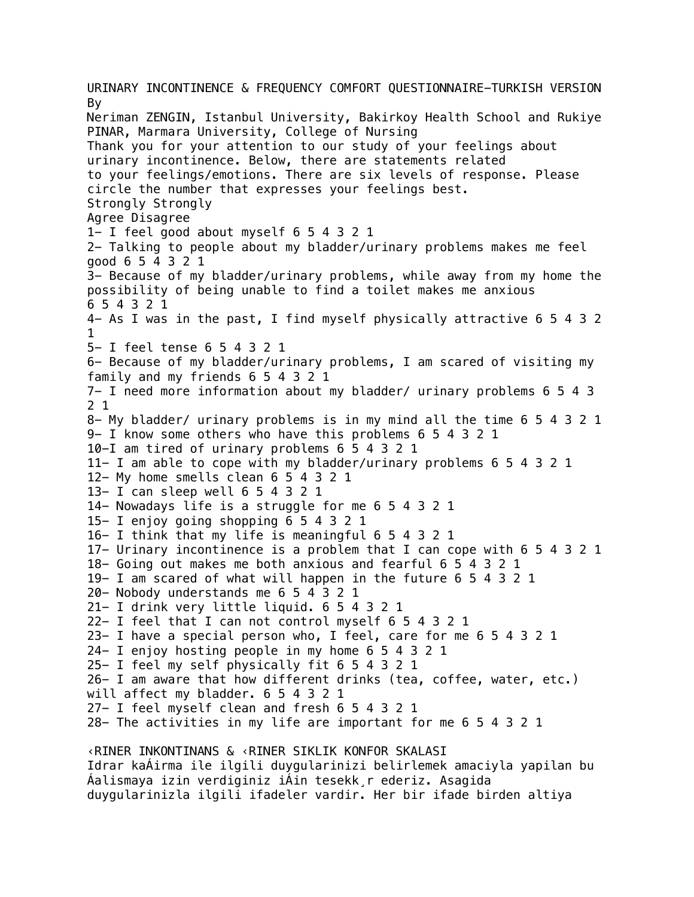URINARY INCONTINENCE & FREQUENCY COMFORT QUESTIONNAIRE—TURKISH VERSION

By

Neriman ZENGIN, Istanbul University, Bakirkoy Health School and Rukiye PINAR, Marmara University, College of Nursing

Thank you for your attention to our study of your feelings about urinary incontinence. Below, there are statements related to your feelings/emotions. There are six levels of response. Please circle the number that expresses your feelings best.

Strongly Strongly
Agree Disagree

1- I feel good about myself 6 5 4 3 2 1
2- Talking to people about my bladder/urinary problems makes me feel good 6 5 4 3 2 1
3- Because of my bladder/urinary problems, while away from my home the possibility of being unable to find a toilet makes me anxious 6 5 4 3 2 1
4- As I was in the past, I find myself physically attractive 6 5 4 3 2 1
5- I feel tense 6 5 4 3 2 1
6- Because of my bladder/urinary problems, I am scared of visiting my family and my friends 6 5 4 3 2 1
7- I need more information about my bladder/ urinary problems 6 5 4 3 2 1
8- My bladder/ urinary problems is in my mind all the time 6 5 4 3 2 1
9- I know some others who have this problems 6 5 4 3 2 1
10-I am tired of urinary problems 6 5 4 3 2 1
11- I am able to cope with my bladder/urinary problems 6 5 4 3 2 1
12- My home smells clean 6 5 4 3 2 1
13- I can sleep well 6 5 4 3 2 1
14- Nowadays life is a struggle for me 6 5 4 3 2 1
15- I enjoy going shopping 6 5 4 3 2 1
16- I think that my life is meaningful 6 5 4 3 2 1
17- Urinary incontinence is a problem that I can cope with 6 5 4 3 2 1
18- Going out makes me both anxious and fearful 6 5 4 3 2 1
19- I am scared of what will happen in the future 6 5 4 3 2 1
20- Nobody understands me 6 5 4 3 2 1
21- I drink very little liquid. 6 5 4 3 2 1
22- I feel that I can not control myself 6 5 4 3 2 1
23- I have a special person who, I feel, care for me 6 5 4 3 2 1
24- I enjoy hosting people in my home 6 5 4 3 2 1
25- I feel my self physically fit 6 5 4 3 2 1
26- I am aware that how different drinks (tea, coffee, water, etc.) will affect my bladder. 6 5 4 3 2 1
27- I feel myself clean and fresh 6 5 4 3 2 1
28- The activities in my life are important for me 6 5 4 3 2 1

‹RINER INKONTINANS & ‹RINER SIKLIK KONFOR SKALASI

Idrar kaÁirma ile ilgili duygularinizi belirlemek amaciyla yapilan bu Áalismaya izin verdiginiz iÁin tesekk¸r ederiz. Asagida duygularinizla ilgili ifadeler vardir. Her bir ifade birden altiya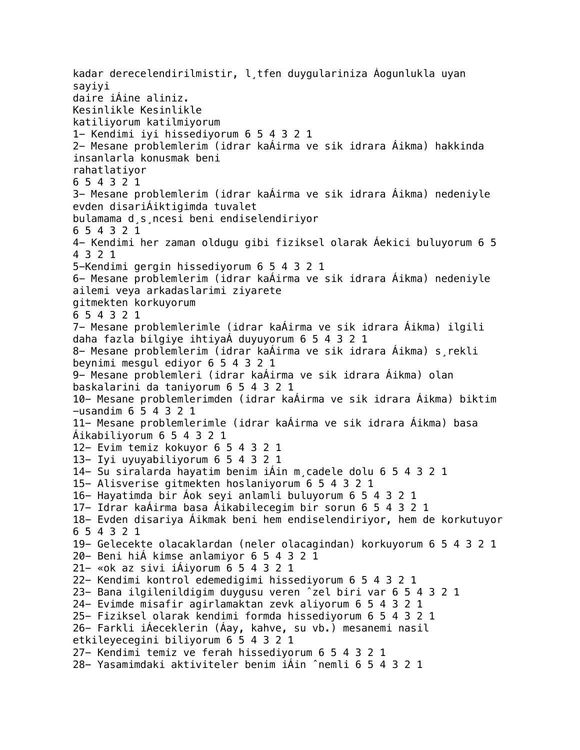kadar derecelendirilmistir, l¸tfen duygulariniza Áogunlukla uyan sayiyi
daire iÁine aliniz.

Kesinlikle Kesinlikle
katiliyorum katilmiyorum

1- Kendimi iyi hissediyorum 6 5 4 3 2 1

2- Mesane problemlerim (idrar kaÁirma ve sik idrara Áikma) hakkinda insanlarla konusmak beni
rahatlatiyor
6 5 4 3 2 1

3- Mesane problemlerim (idrar kaÁirma ve sik idrara Áikma) nedeniyle evden disariÁiktigimda tuvalet
bulamama d¸s¸ncesi beni endiselendiriyor
6 5 4 3 2 1

4- Kendimi her zaman oldugu gibi fiziksel olarak Áekici buluyorum 6 5 4 3 2 1

5-Kendimi gergin hissediyorum 6 5 4 3 2 1

6- Mesane problemlerim (idrar kaÁirma ve sik idrara Áikma) nedeniyle ailemi veya arkadaslarimi ziyarete
gitmekten korkuyorum
6 5 4 3 2 1

7- Mesane problemlerimle (idrar kaÁirma ve sik idrara Áikma) ilgili daha fazla bilgiye ihtiyaÁ duyuyorum 6 5 4 3 2 1

8- Mesane problemlerim (idrar kaÁirma ve sik idrara Áikma) s¸rekli beynimi mesgul ediyor 6 5 4 3 2 1

9- Mesane problemleri (idrar kaÁirma ve sik idrara Áikma) olan baskalarini da taniyorum 6 5 4 3 2 1

10- Mesane problemlerimden (idrar kaÁirma ve sik idrara Áikma) biktim -usandim 6 5 4 3 2 1

11- Mesane problemlerimle (idrar kaÁirma ve sik idrara Áikma) basa Áikabiliyorum 6 5 4 3 2 1

12- Evim temiz kokuyor 6 5 4 3 2 1

13- Iyi uyuyabiliyorum 6 5 4 3 2 1

14- Su siralarda hayatim benim iÁin m¸cadele dolu 6 5 4 3 2 1

15- Alisverise gitmekten hoslaniyorum 6 5 4 3 2 1

16- Hayatimda bir Áok seyi anlamli buluyorum 6 5 4 3 2 1

17- Idrar kaÁirma basa Áikabilecegim bir sorun 6 5 4 3 2 1

18- Evden disariya Áikmak beni hem endiselendiriyor, hem de korkutuyor 6 5 4 3 2 1

19- Gelecekte olacaklardan (neler olacagindan) korkuyorum 6 5 4 3 2 1

20- Beni hiÁ kimse anlamiyor 6 5 4 3 2 1

21- «ok az sivi iÁiyorum 6 5 4 3 2 1

22- Kendimi kontrol edemedigimi hissediyorum 6 5 4 3 2 1

23- Bana ilgilenildigim duygusu veren ˆzel biri var 6 5 4 3 2 1

24- Evimde misafir agirlamaktan zevk aliyorum 6 5 4 3 2 1

25- Fiziksel olarak kendimi formda hissediyorum 6 5 4 3 2 1

26- Farkli iÁeceklerin (Áay, kahve, su vb.) mesanemi nasil etkileyecegini biliyorum 6 5 4 3 2 1

27- Kendimi temiz ve ferah hissediyorum 6 5 4 3 2 1

28- Yasamimdaki aktiviteler benim iÁin ˆnemli 6 5 4 3 2 1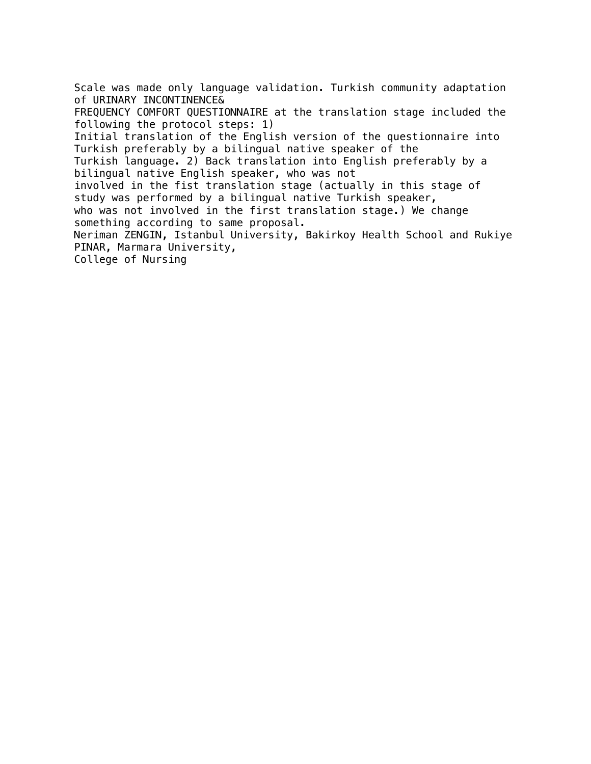Scale was made only language validation. Turkish community adaptation of URINARY INCONTINENCE& FREQUENCY COMFORT QUESTIONNAIRE at the translation stage included the following the protocol steps: 1) Initial translation of the English version of the questionnaire into Turkish preferably by a bilingual native speaker of the Turkish language. 2) Back translation into English preferably by a bilingual native English speaker, who was not involved in the fist translation stage (actually in this stage of study was performed by a bilingual native Turkish speaker, who was not involved in the first translation stage.) We change something according to same proposal.

Neriman ZENGIN, Istanbul University, Bakirkoy Health School and Rukiye PINAR, Marmara University, College of Nursing